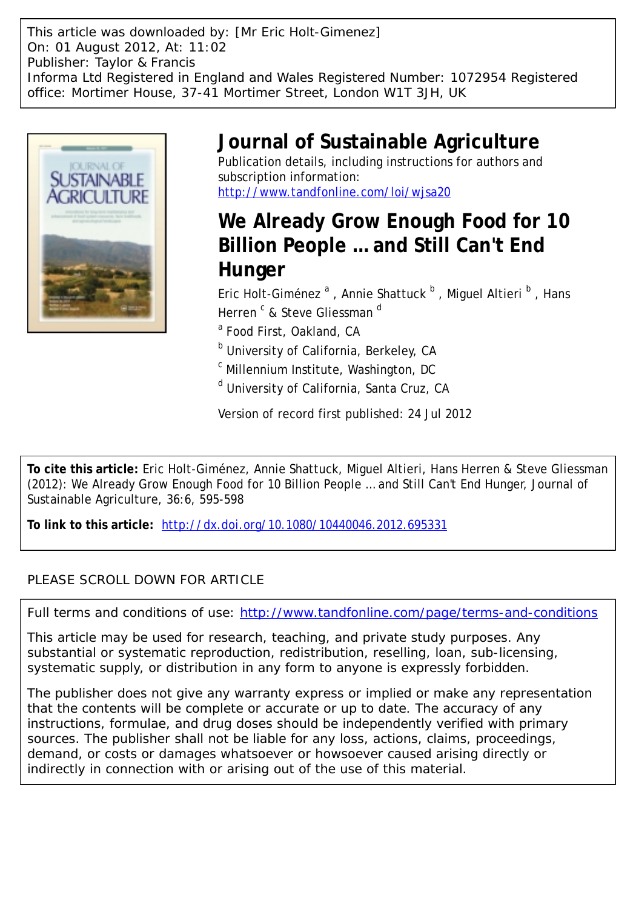This article was downloaded by: [Mr Eric Holt-Gimenez]
On: 01 August 2012, At: 11:02
Publisher: Taylor & Francis
Informa Ltd Registered in England and Wales Registered Number: 1072954 Registered office: Mortimer House, 37-41 Mortimer Street, London W1T 3JH, UK

# Journal of Sustainable Agriculture

Publication details, including instructions for authors and subscription information:
http://www.tandfonline.com/loi/wjsa20

## We Already Grow Enough Food for 10 Billion People … and Still Can't End Hunger

Eric Holt-Giménez [a], Annie Shattuck [b], Miguel Altieri [b], Hans Herren [c] & Steve Gliessman [d]

[a] Food First, Oakland, CA

[b] University of California, Berkeley, CA

[c] Millennium Institute, Washington, DC

[d] University of California, Santa Cruz, CA

Version of record first published: 24 Jul 2012

**To cite this article:** Eric Holt-Giménez, Annie Shattuck, Miguel Altieri, Hans Herren & Steve Gliessman (2012): We Already Grow Enough Food for 10 Billion People … and Still Can't End Hunger, Journal of Sustainable Agriculture, 36:6, 595-598

**To link to this article:** http://dx.doi.org/10.1080/10440046.2012.695331

PLEASE SCROLL DOWN FOR ARTICLE

Full terms and conditions of use: http://www.tandfonline.com/page/terms-and-conditions

This article may be used for research, teaching, and private study purposes. Any substantial or systematic reproduction, redistribution, reselling, loan, sub-licensing, systematic supply, or distribution in any form to anyone is expressly forbidden.

The publisher does not give any warranty express or implied or make any representation that the contents will be complete or accurate or up to date. The accuracy of any instructions, formulae, and drug doses should be independently verified with primary sources. The publisher shall not be liable for any loss, actions, claims, proceedings, demand, or costs or damages whatsoever or howsoever caused arising directly or indirectly in connection with or arising out of the use of this material.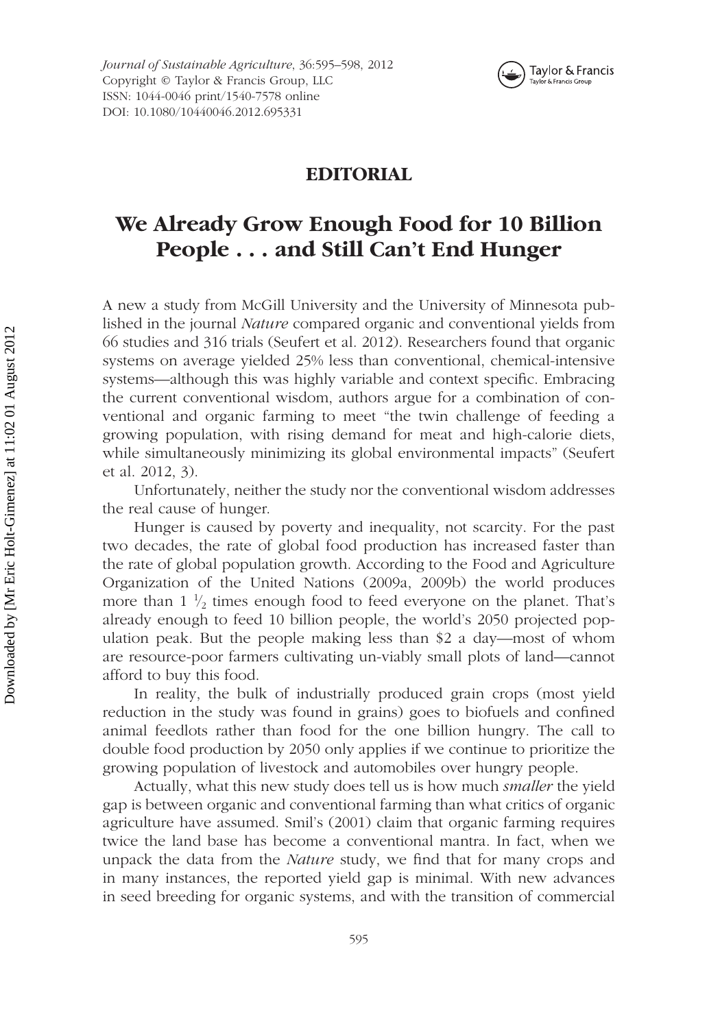# EDITORIAL

## We Already Grow Enough Food for 10 Billion People . . . and Still Can't End Hunger

A new a study from McGill University and the University of Minnesota published in the journal *Nature* compared organic and conventional yields from 66 studies and 316 trials (Seufert et al. 2012). Researchers found that organic systems on average yielded 25% less than conventional, chemical-intensive systems—although this was highly variable and context specific. Embracing the current conventional wisdom, authors argue for a combination of conventional and organic farming to meet "the twin challenge of feeding a growing population, with rising demand for meat and high-calorie diets, while simultaneously minimizing its global environmental impacts" (Seufert et al. 2012, 3).

Unfortunately, neither the study nor the conventional wisdom addresses the real cause of hunger.

Hunger is caused by poverty and inequality, not scarcity. For the past two decades, the rate of global food production has increased faster than the rate of global population growth. According to the Food and Agriculture Organization of the United Nations (2009a, 2009b) the world produces more than 1 ½ times enough food to feed everyone on the planet. That's already enough to feed 10 billion people, the world's 2050 projected population peak. But the people making less than $2 a day—most of whom are resource-poor farmers cultivating un-viably small plots of land—cannot afford to buy this food.

In reality, the bulk of industrially produced grain crops (most yield reduction in the study was found in grains) goes to biofuels and confined animal feedlots rather than food for the one billion hungry. The call to double food production by 2050 only applies if we continue to prioritize the growing population of livestock and automobiles over hungry people.

Actually, what this new study does tell us is how much *smaller* the yield gap is between organic and conventional farming than what critics of organic agriculture have assumed. Smil's (2001) claim that organic farming requires twice the land base has become a conventional mantra. In fact, when we unpack the data from the *Nature* study, we find that for many crops and in many instances, the reported yield gap is minimal. With new advances in seed breeding for organic systems, and with the transition of commercial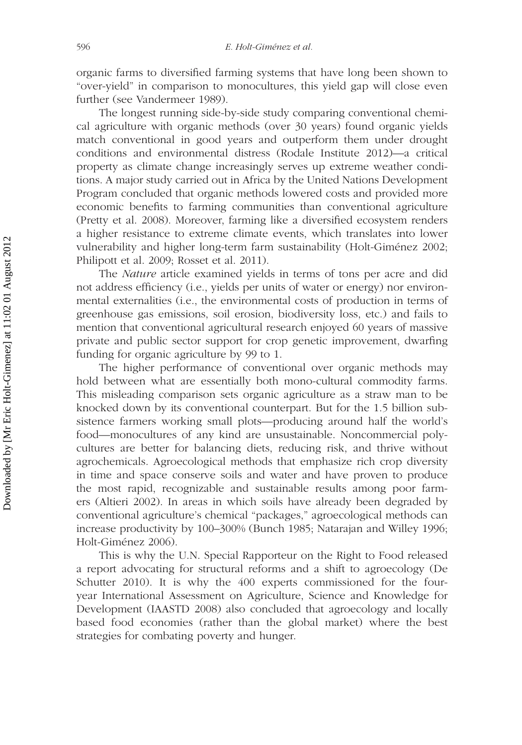organic farms to diversified farming systems that have long been shown to "over-yield" in comparison to monocultures, this yield gap will close even further (see Vandermeer 1989).

The longest running side-by-side study comparing conventional chemical agriculture with organic methods (over 30 years) found organic yields match conventional in good years and outperform them under drought conditions and environmental distress (Rodale Institute 2012)—a critical property as climate change increasingly serves up extreme weather conditions. A major study carried out in Africa by the United Nations Development Program concluded that organic methods lowered costs and provided more economic benefits to farming communities than conventional agriculture (Pretty et al. 2008). Moreover, farming like a diversified ecosystem renders a higher resistance to extreme climate events, which translates into lower vulnerability and higher long-term farm sustainability (Holt-Giménez 2002; Philipott et al. 2009; Rosset et al. 2011).

The *Nature* article examined yields in terms of tons per acre and did not address efficiency (i.e., yields per units of water or energy) nor environmental externalities (i.e., the environmental costs of production in terms of greenhouse gas emissions, soil erosion, biodiversity loss, etc.) and fails to mention that conventional agricultural research enjoyed 60 years of massive private and public sector support for crop genetic improvement, dwarfing funding for organic agriculture by 99 to 1.

The higher performance of conventional over organic methods may hold between what are essentially both mono-cultural commodity farms. This misleading comparison sets organic agriculture as a straw man to be knocked down by its conventional counterpart. But for the 1.5 billion subsistence farmers working small plots—producing around half the world's food—monocultures of any kind are unsustainable. Noncommercial polycultures are better for balancing diets, reducing risk, and thrive without agrochemicals. Agroecological methods that emphasize rich crop diversity in time and space conserve soils and water and have proven to produce the most rapid, recognizable and sustainable results among poor farmers (Altieri 2002). In areas in which soils have already been degraded by conventional agriculture's chemical "packages," agroecological methods can increase productivity by 100–300% (Bunch 1985; Natarajan and Willey 1996; Holt-Giménez 2006).

This is why the U.N. Special Rapporteur on the Right to Food released a report advocating for structural reforms and a shift to agroecology (De Schutter 2010). It is why the 400 experts commissioned for the four-year International Assessment on Agriculture, Science and Knowledge for Development (IAASTD 2008) also concluded that agroecology and locally based food economies (rather than the global market) where the best strategies for combating poverty and hunger.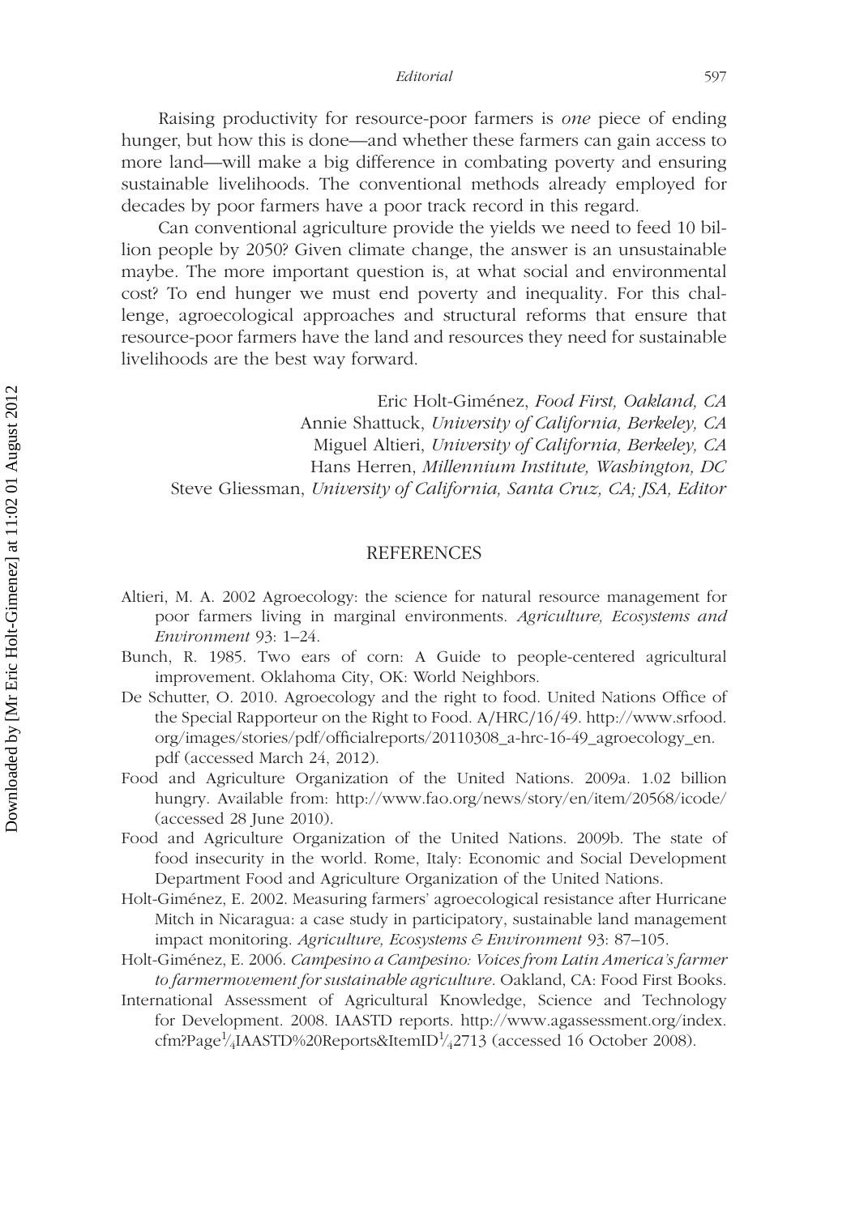Raising productivity for resource-poor farmers is *one* piece of ending hunger, but how this is done—and whether these farmers can gain access to more land—will make a big difference in combating poverty and ensuring sustainable livelihoods. The conventional methods already employed for decades by poor farmers have a poor track record in this regard.

Can conventional agriculture provide the yields we need to feed 10 billion people by 2050? Given climate change, the answer is an unsustainable maybe. The more important question is, at what social and environmental cost? To end hunger we must end poverty and inequality. For this challenge, agroecological approaches and structural reforms that ensure that resource-poor farmers have the land and resources they need for sustainable livelihoods are the best way forward.

Eric Holt-Giménez, *Food First, Oakland, CA*
Annie Shattuck, *University of California, Berkeley, CA*
Miguel Altieri, *University of California, Berkeley, CA*
Hans Herren, *Millennium Institute, Washington, DC*
Steve Gliessman, *University of California, Santa Cruz, CA; JSA, Editor*

## REFERENCES

Altieri, M. A. 2002 Agroecology: the science for natural resource management for poor farmers living in marginal environments. *Agriculture, Ecosystems and Environment* 93: 1–24.

Bunch, R. 1985. Two ears of corn: A Guide to people-centered agricultural improvement. Oklahoma City, OK: World Neighbors.

De Schutter, O. 2010. Agroecology and the right to food. United Nations Office of the Special Rapporteur on the Right to Food. A/HRC/16/49. http://www.srfood.org/images/stories/pdf/officialreports/20110308_a-hrc-16-49_agroecology_en.pdf (accessed March 24, 2012).

Food and Agriculture Organization of the United Nations. 2009a. 1.02 billion hungry. Available from: http://www.fao.org/news/story/en/item/20568/icode/ (accessed 28 June 2010).

Food and Agriculture Organization of the United Nations. 2009b. The state of food insecurity in the world. Rome, Italy: Economic and Social Development Department Food and Agriculture Organization of the United Nations.

Holt-Giménez, E. 2002. Measuring farmers' agroecological resistance after Hurricane Mitch in Nicaragua: a case study in participatory, sustainable land management impact monitoring. *Agriculture, Ecosystems & Environment* 93: 87–105.

Holt-Giménez, E. 2006. *Campesino a Campesino: Voices from Latin America's farmer to farmermovement for sustainable agriculture*. Oakland, CA: Food First Books.

International Assessment of Agricultural Knowledge, Science and Technology for Development. 2008. IAASTD reports. http://www.agassessment.org/index.cfm?Page¼IAASTD%20Reports&ItemID¼2713 (accessed 16 October 2008).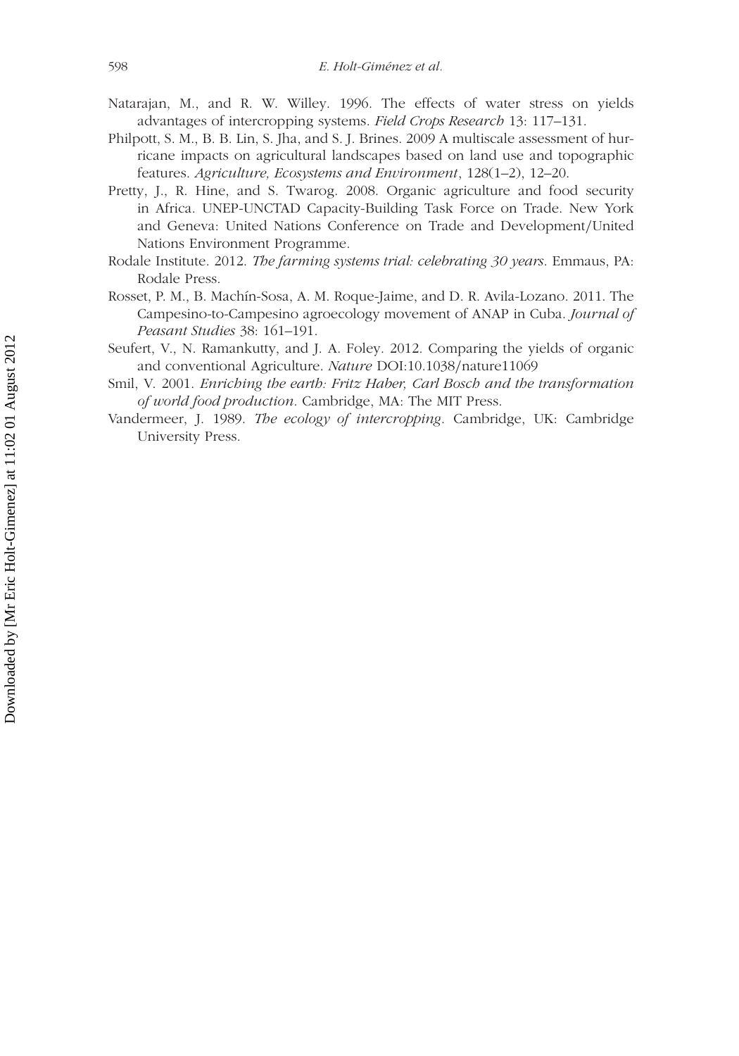Natarajan, M., and R. W. Willey. 1996. The effects of water stress on yields advantages of intercropping systems. *Field Crops Research* 13: 117–131.

Philpott, S. M., B. B. Lin, S. Jha, and S. J. Brines. 2009 A multiscale assessment of hurricane impacts on agricultural landscapes based on land use and topographic features. *Agriculture, Ecosystems and Environment*, 128(1–2), 12–20.

Pretty, J., R. Hine, and S. Twarog. 2008. Organic agriculture and food security in Africa. UNEP-UNCTAD Capacity-Building Task Force on Trade. New York and Geneva: United Nations Conference on Trade and Development/United Nations Environment Programme.

Rodale Institute. 2012. *The farming systems trial: celebrating 30 years*. Emmaus, PA: Rodale Press.

Rosset, P. M., B. Machín-Sosa, A. M. Roque-Jaime, and D. R. Avila-Lozano. 2011. The Campesino-to-Campesino agroecology movement of ANAP in Cuba. *Journal of Peasant Studies* 38: 161–191.

Seufert, V., N. Ramankutty, and J. A. Foley. 2012. Comparing the yields of organic and conventional Agriculture. *Nature* DOI:10.1038/nature11069

Smil, V. 2001. *Enriching the earth: Fritz Haber, Carl Bosch and the transformation of world food production*. Cambridge, MA: The MIT Press.

Vandermeer, J. 1989. *The ecology of intercropping*. Cambridge, UK: Cambridge University Press.